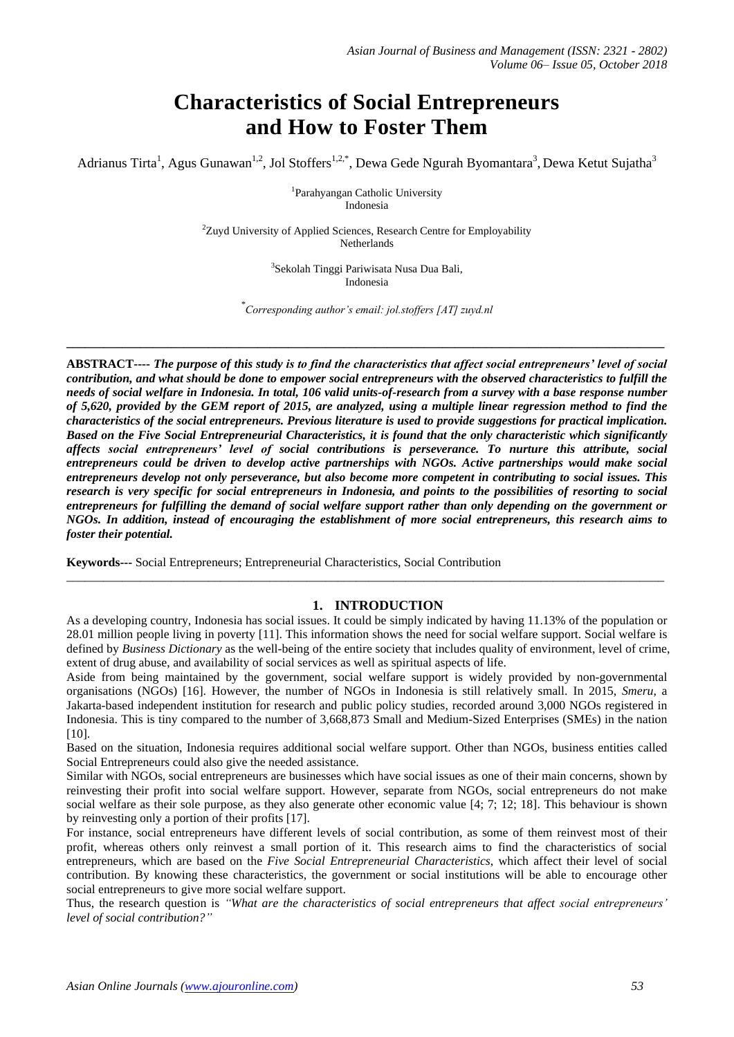# Characteristics of Social Entrepreneurs and How to Foster Them

Adrianus Tirta[1], Agus Gunawan[1,2], Jol Stoffers[1,2,*], Dewa Gede Ngurah Byomantara[3], Dewa Ketut Sujatha[3]

[1]Parahyangan Catholic University
Indonesia

[2]Zuyd University of Applied Sciences, Research Centre for Employability
Netherlands

[3]Sekolah Tinggi Pariwisata Nusa Dua Bali,
Indonesia

[*]*Corresponding author's email: jol.stoffers [AT] zuyd.nl*

---

**ABSTRACT----** ***The purpose of this study is to find the characteristics that affect social entrepreneurs' level of social contribution, and what should be done to empower social entrepreneurs with the observed characteristics to fulfill the needs of social welfare in Indonesia. In total, 106 valid units-of-research from a survey with a base response number of 5,620, provided by the GEM report of 2015, are analyzed, using a multiple linear regression method to find the characteristics of the social entrepreneurs. Previous literature is used to provide suggestions for practical implication. Based on the Five Social Entrepreneurial Characteristics, it is found that the only characteristic which significantly affects social entrepreneurs' level of social contributions is perseverance. To nurture this attribute, social entrepreneurs could be driven to develop active partnerships with NGOs. Active partnerships would make social entrepreneurs develop not only perseverance, but also become more competent in contributing to social issues. This research is very specific for social entrepreneurs in Indonesia, and points to the possibilities of resorting to social entrepreneurs for fulfilling the demand of social welfare support rather than only depending on the government or NGOs. In addition, instead of encouraging the establishment of more social entrepreneurs, this research aims to foster their potential.***

**Keywords---** Social Entrepreneurs; Entrepreneurial Characteristics, Social Contribution

---

## 1. INTRODUCTION

As a developing country, Indonesia has social issues. It could be simply indicated by having 11.13% of the population or 28.01 million people living in poverty [11]. This information shows the need for social welfare support. Social welfare is defined by *Business Dictionary* as the well-being of the entire society that includes quality of environment, level of crime, extent of drug abuse, and availability of social services as well as spiritual aspects of life.

Aside from being maintained by the government, social welfare support is widely provided by non-governmental organisations (NGOs) [16]. However, the number of NGOs in Indonesia is still relatively small. In 2015, *Smeru*, a Jakarta-based independent institution for research and public policy studies, recorded around 3,000 NGOs registered in Indonesia. This is tiny compared to the number of 3,668,873 Small and Medium-Sized Enterprises (SMEs) in the nation [10].

Based on the situation, Indonesia requires additional social welfare support. Other than NGOs, business entities called Social Entrepreneurs could also give the needed assistance.

Similar with NGOs, social entrepreneurs are businesses which have social issues as one of their main concerns, shown by reinvesting their profit into social welfare support. However, separate from NGOs, social entrepreneurs do not make social welfare as their sole purpose, as they also generate other economic value [4; 7; 12; 18]. This behaviour is shown by reinvesting only a portion of their profits [17].

For instance, social entrepreneurs have different levels of social contribution, as some of them reinvest most of their profit, whereas others only reinvest a small portion of it. This research aims to find the characteristics of social entrepreneurs, which are based on the *Five Social Entrepreneurial Characteristics*, which affect their level of social contribution. By knowing these characteristics, the government or social institutions will be able to encourage other social entrepreneurs to give more social welfare support.

Thus, the research question is *"What are the characteristics of social entrepreneurs that affect social entrepreneurs' level of social contribution?"*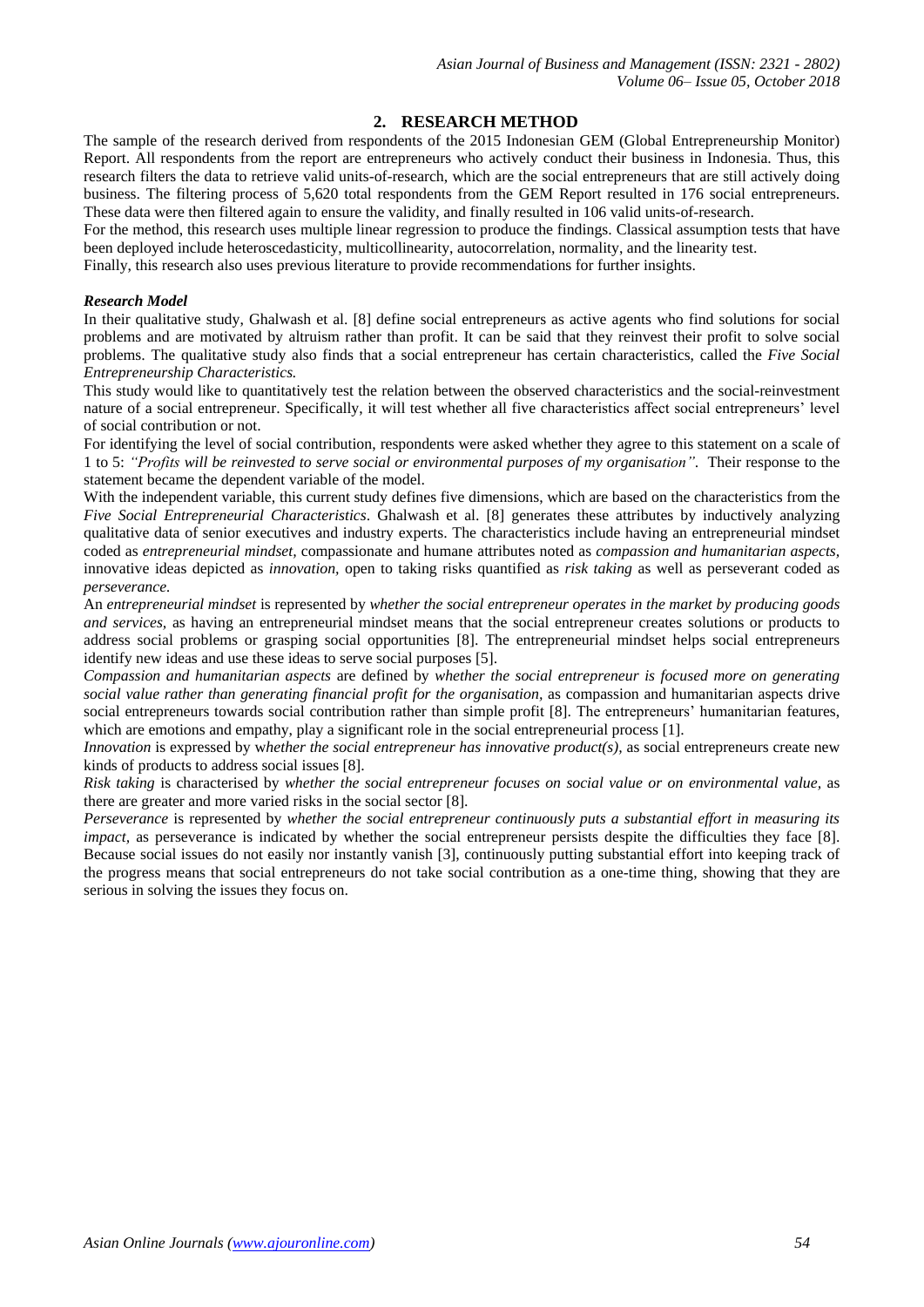## 2. RESEARCH METHOD

The sample of the research derived from respondents of the 2015 Indonesian GEM (Global Entrepreneurship Monitor) Report. All respondents from the report are entrepreneurs who actively conduct their business in Indonesia. Thus, this research filters the data to retrieve valid units-of-research, which are the social entrepreneurs that are still actively doing business. The filtering process of 5,620 total respondents from the GEM Report resulted in 176 social entrepreneurs. These data were then filtered again to ensure the validity, and finally resulted in 106 valid units-of-research.

For the method, this research uses multiple linear regression to produce the findings. Classical assumption tests that have been deployed include heteroscedasticity, multicollinearity, autocorrelation, normality, and the linearity test.

Finally, this research also uses previous literature to provide recommendations for further insights.

### *Research Model*

In their qualitative study, Ghalwash et al. [8] define social entrepreneurs as active agents who find solutions for social problems and are motivated by altruism rather than profit. It can be said that they reinvest their profit to solve social problems. The qualitative study also finds that a social entrepreneur has certain characteristics, called the *Five Social Entrepreneurship Characteristics.*

This study would like to quantitatively test the relation between the observed characteristics and the social-reinvestment nature of a social entrepreneur. Specifically, it will test whether all five characteristics affect social entrepreneurs' level of social contribution or not.

For identifying the level of social contribution, respondents were asked whether they agree to this statement on a scale of 1 to 5: *"Profits will be reinvested to serve social or environmental purposes of my organisation"*. Their response to the statement became the dependent variable of the model.

With the independent variable, this current study defines five dimensions, which are based on the characteristics from the *Five Social Entrepreneurial Characteristics*. Ghalwash et al. [8] generates these attributes by inductively analyzing qualitative data of senior executives and industry experts. The characteristics include having an entrepreneurial mindset coded as *entrepreneurial mindset*, compassionate and humane attributes noted as *compassion and humanitarian aspects*, innovative ideas depicted as *innovation*, open to taking risks quantified as *risk taking* as well as perseverant coded as *perseverance.*

An *entrepreneurial mindset* is represented by *whether the social entrepreneur operates in the market by producing goods and services,* as having an entrepreneurial mindset means that the social entrepreneur creates solutions or products to address social problems or grasping social opportunities [8]. The entrepreneurial mindset helps social entrepreneurs identify new ideas and use these ideas to serve social purposes [5].

*Compassion and humanitarian aspects* are defined by *whether the social entrepreneur is focused more on generating social value rather than generating financial profit for the organisation*, as compassion and humanitarian aspects drive social entrepreneurs towards social contribution rather than simple profit [8]. The entrepreneurs' humanitarian features, which are emotions and empathy, play a significant role in the social entrepreneurial process [1].

*Innovation* is expressed by *whether the social entrepreneur has innovative product(s)*, as social entrepreneurs create new kinds of products to address social issues [8].

*Risk taking* is characterised by *whether the social entrepreneur focuses on social value or on environmental value*, as there are greater and more varied risks in the social sector [8].

*Perseverance* is represented by *whether the social entrepreneur continuously puts a substantial effort in measuring its impact*, as perseverance is indicated by whether the social entrepreneur persists despite the difficulties they face [8]. Because social issues do not easily nor instantly vanish [3], continuously putting substantial effort into keeping track of the progress means that social entrepreneurs do not take social contribution as a one-time thing, showing that they are serious in solving the issues they focus on.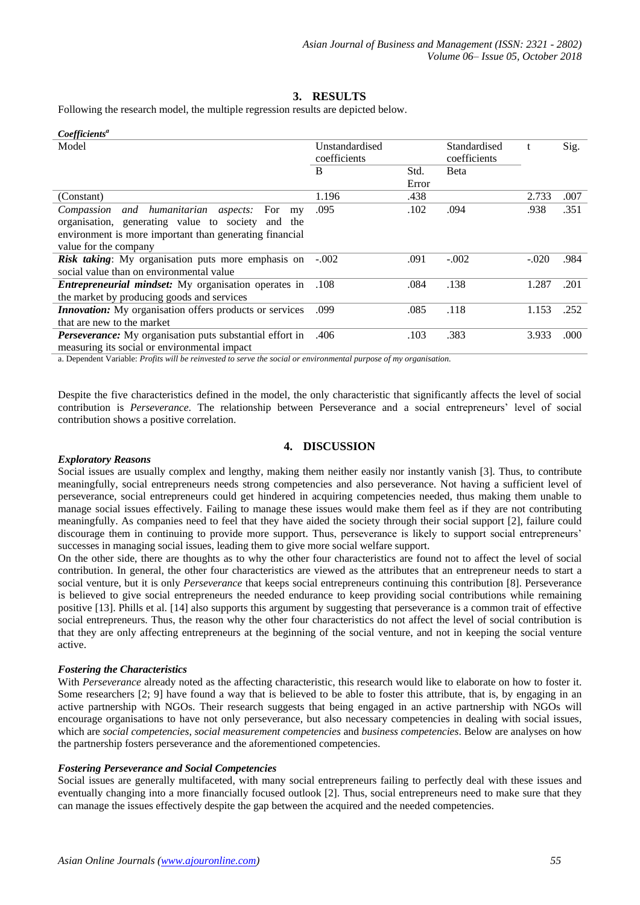## 3. RESULTS

Following the research model, the multiple regression results are depicted below.

***Coefficients*[a]**

| Model | Unstandardised coefficients | | Standardised coefficients | t | Sig. |
|---|---|---|---|---|---|
| | B | Std. Error | Beta | | |
| (Constant) | 1.196 | .438 | | 2.733 | .007 |
| *Compassion and humanitarian aspects:* For my organisation, generating value to society and the environment is more important than generating financial value for the company | .095 | .102 | .094 | .938 | .351 |
| ***Risk taking***: My organisation puts more emphasis on social value than on environmental value | -.002 | .091 | -.002 | -.020 | .984 |
| ***Entrepreneurial mindset:*** My organisation operates in the market by producing goods and services | .108 | .084 | .138 | 1.287 | .201 |
| ***Innovation:*** My organisation offers products or services that are new to the market | .099 | .085 | .118 | 1.153 | .252 |
| ***Perseverance:*** My organisation puts substantial effort in measuring its social or environmental impact | .406 | .103 | .383 | 3.933 | .000 |

a. Dependent Variable: *Profits will be reinvested to serve the social or environmental purpose of my organisation.*

Despite the five characteristics defined in the model, the only characteristic that significantly affects the level of social contribution is *Perseverance*. The relationship between Perseverance and a social entrepreneurs' level of social contribution shows a positive correlation.

## 4. DISCUSSION

### *Exploratory Reasons*

Social issues are usually complex and lengthy, making them neither easily nor instantly vanish [3]. Thus, to contribute meaningfully, social entrepreneurs needs strong competencies and also perseverance. Not having a sufficient level of perseverance, social entrepreneurs could get hindered in acquiring competencies needed, thus making them unable to manage social issues effectively. Failing to manage these issues would make them feel as if they are not contributing meaningfully. As companies need to feel that they have aided the society through their social support [2], failure could discourage them in continuing to provide more support. Thus, perseverance is likely to support social entrepreneurs' successes in managing social issues, leading them to give more social welfare support.

On the other side, there are thoughts as to why the other four characteristics are found not to affect the level of social contribution. In general, the other four characteristics are viewed as the attributes that an entrepreneur needs to start a social venture, but it is only *Perseverance* that keeps social entrepreneurs continuing this contribution [8]. Perseverance is believed to give social entrepreneurs the needed endurance to keep providing social contributions while remaining positive [13]. Phills et al. [14] also supports this argument by suggesting that perseverance is a common trait of effective social entrepreneurs. Thus, the reason why the other four characteristics do not affect the level of social contribution is that they are only affecting entrepreneurs at the beginning of the social venture, and not in keeping the social venture active.

### *Fostering the Characteristics*

With *Perseverance* already noted as the affecting characteristic, this research would like to elaborate on how to foster it. Some researchers [2; 9] have found a way that is believed to be able to foster this attribute, that is, by engaging in an active partnership with NGOs. Their research suggests that being engaged in an active partnership with NGOs will encourage organisations to have not only perseverance, but also necessary competencies in dealing with social issues, which are *social competencies*, *social measurement competencies* and *business competencies*. Below are analyses on how the partnership fosters perseverance and the aforementioned competencies.

### *Fostering Perseverance and Social Competencies*

Social issues are generally multifaceted, with many social entrepreneurs failing to perfectly deal with these issues and eventually changing into a more financially focused outlook [2]. Thus, social entrepreneurs need to make sure that they can manage the issues effectively despite the gap between the acquired and the needed competencies.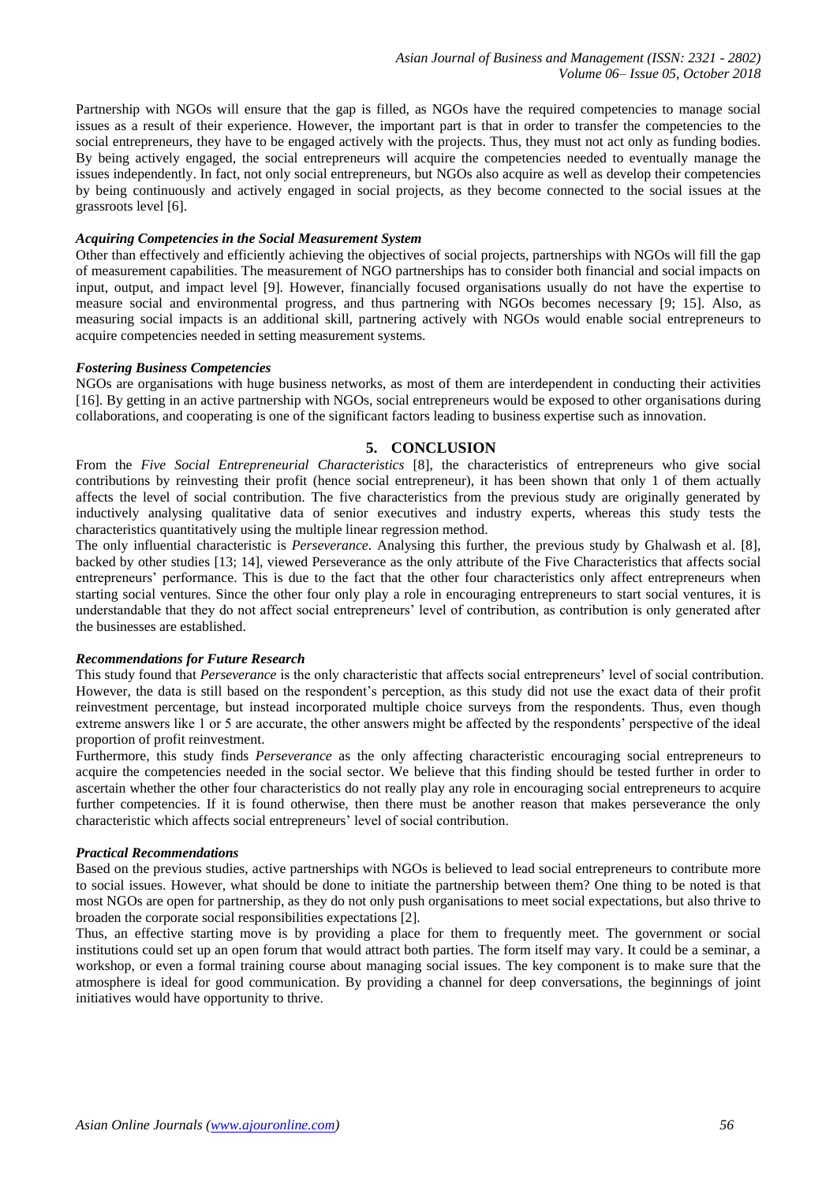Partnership with NGOs will ensure that the gap is filled, as NGOs have the required competencies to manage social issues as a result of their experience. However, the important part is that in order to transfer the competencies to the social entrepreneurs, they have to be engaged actively with the projects. Thus, they must not act only as funding bodies. By being actively engaged, the social entrepreneurs will acquire the competencies needed to eventually manage the issues independently. In fact, not only social entrepreneurs, but NGOs also acquire as well as develop their competencies by being continuously and actively engaged in social projects, as they become connected to the social issues at the grassroots level [6].

***Acquiring Competencies in the Social Measurement System***

Other than effectively and efficiently achieving the objectives of social projects, partnerships with NGOs will fill the gap of measurement capabilities. The measurement of NGO partnerships has to consider both financial and social impacts on input, output, and impact level [9]. However, financially focused organisations usually do not have the expertise to measure social and environmental progress, and thus partnering with NGOs becomes necessary [9; 15]. Also, as measuring social impacts is an additional skill, partnering actively with NGOs would enable social entrepreneurs to acquire competencies needed in setting measurement systems.

***Fostering Business Competencies***

NGOs are organisations with huge business networks, as most of them are interdependent in conducting their activities [16]. By getting in an active partnership with NGOs, social entrepreneurs would be exposed to other organisations during collaborations, and cooperating is one of the significant factors leading to business expertise such as innovation.

## 5. CONCLUSION

From the *Five Social Entrepreneurial Characteristics* [8], the characteristics of entrepreneurs who give social contributions by reinvesting their profit (hence social entrepreneur), it has been shown that only 1 of them actually affects the level of social contribution. The five characteristics from the previous study are originally generated by inductively analysing qualitative data of senior executives and industry experts, whereas this study tests the characteristics quantitatively using the multiple linear regression method.

The only influential characteristic is *Perseverance*. Analysing this further, the previous study by Ghalwash et al. [8], backed by other studies [13; 14], viewed Perseverance as the only attribute of the Five Characteristics that affects social entrepreneurs' performance. This is due to the fact that the other four characteristics only affect entrepreneurs when starting social ventures. Since the other four only play a role in encouraging entrepreneurs to start social ventures, it is understandable that they do not affect social entrepreneurs' level of contribution, as contribution is only generated after the businesses are established.

***Recommendations for Future Research***

This study found that *Perseverance* is the only characteristic that affects social entrepreneurs' level of social contribution. However, the data is still based on the respondent's perception, as this study did not use the exact data of their profit reinvestment percentage, but instead incorporated multiple choice surveys from the respondents. Thus, even though extreme answers like 1 or 5 are accurate, the other answers might be affected by the respondents' perspective of the ideal proportion of profit reinvestment.

Furthermore, this study finds *Perseverance* as the only affecting characteristic encouraging social entrepreneurs to acquire the competencies needed in the social sector. We believe that this finding should be tested further in order to ascertain whether the other four characteristics do not really play any role in encouraging social entrepreneurs to acquire further competencies. If it is found otherwise, then there must be another reason that makes perseverance the only characteristic which affects social entrepreneurs' level of social contribution.

***Practical Recommendations***

Based on the previous studies, active partnerships with NGOs is believed to lead social entrepreneurs to contribute more to social issues. However, what should be done to initiate the partnership between them? One thing to be noted is that most NGOs are open for partnership, as they do not only push organisations to meet social expectations, but also thrive to broaden the corporate social responsibilities expectations [2].

Thus, an effective starting move is by providing a place for them to frequently meet. The government or social institutions could set up an open forum that would attract both parties. The form itself may vary. It could be a seminar, a workshop, or even a formal training course about managing social issues. The key component is to make sure that the atmosphere is ideal for good communication. By providing a channel for deep conversations, the beginnings of joint initiatives would have opportunity to thrive.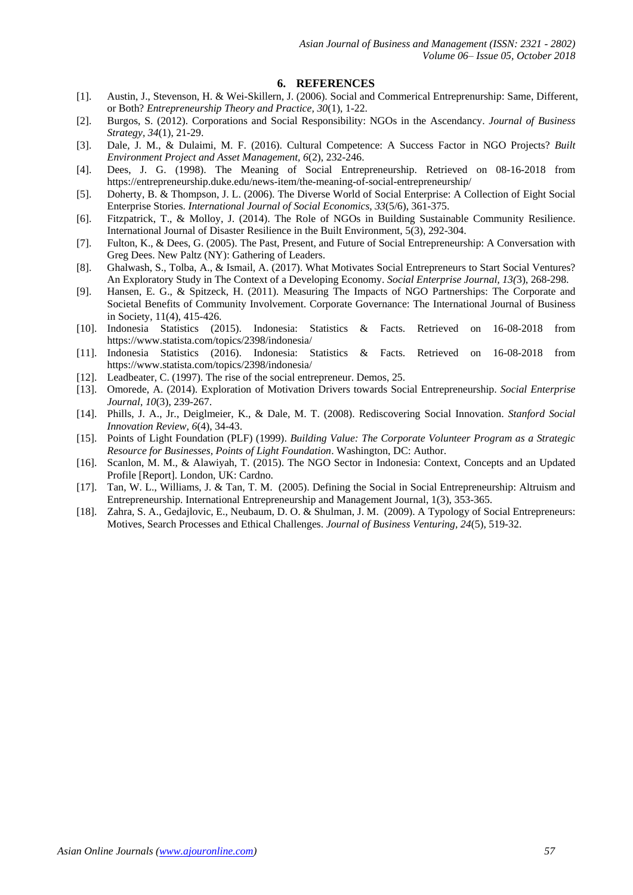## 6. REFERENCES

[1]. Austin, J., Stevenson, H. & Wei-Skillern, J. (2006). Social and Commerical Entreprenurship: Same, Different, or Both? *Entrepreneurship Theory and Practice, 30*(1), 1-22.

[2]. Burgos, S. (2012). Corporations and Social Responsibility: NGOs in the Ascendancy. *Journal of Business Strategy, 34*(1), 21-29.

[3]. Dale, J. M., & Dulaimi, M. F. (2016). Cultural Competence: A Success Factor in NGO Projects? *Built Environment Project and Asset Management, 6*(2), 232-246.

[4]. Dees, J. G. (1998). The Meaning of Social Entrepreneurship. Retrieved on 08-16-2018 from https://entrepreneurship.duke.edu/news-item/the-meaning-of-social-entrepreneurship/

[5]. Doherty, B. & Thompson, J. L. (2006). The Diverse World of Social Enterprise: A Collection of Eight Social Enterprise Stories. *International Journal of Social Economics, 33*(5/6), 361-375.

[6]. Fitzpatrick, T., & Molloy, J. (2014). The Role of NGOs in Building Sustainable Community Resilience. International Journal of Disaster Resilience in the Built Environment, 5(3), 292-304.

[7]. Fulton, K., & Dees, G. (2005). The Past, Present, and Future of Social Entrepreneurship: A Conversation with Greg Dees. New Paltz (NY): Gathering of Leaders.

[8]. Ghalwash, S., Tolba, A., & Ismail, A. (2017). What Motivates Social Entrepreneurs to Start Social Ventures? An Exploratory Study in The Context of a Developing Economy. *Social Enterprise Journal, 13(*3), 268-298.

[9]. Hansen, E. G., & Spitzeck, H. (2011). Measuring The Impacts of NGO Partnerships: The Corporate and Societal Benefits of Community Involvement. Corporate Governance: The International Journal of Business in Society, 11(4), 415-426.

[10]. Indonesia Statistics (2015). Indonesia: Statistics & Facts. Retrieved on 16-08-2018 from https://www.statista.com/topics/2398/indonesia/

[11]. Indonesia Statistics (2016). Indonesia: Statistics & Facts. Retrieved on 16-08-2018 from https://www.statista.com/topics/2398/indonesia/

[12]. Leadbeater, C. (1997). The rise of the social entrepreneur. Demos, 25.

[13]. Omorede, A. (2014). Exploration of Motivation Drivers towards Social Entrepreneurship. *Social Enterprise Journal, 10*(3), 239-267.

[14]. Phills, J. A., Jr., Deiglmeier, K., & Dale, M. T. (2008). Rediscovering Social Innovation. *Stanford Social Innovation Review, 6*(4), 34-43.

[15]. Points of Light Foundation (PLF) (1999). *Building Value: The Corporate Volunteer Program as a Strategic Resource for Businesses, Points of Light Foundation*. Washington, DC: Author.

[16]. Scanlon, M. M., & Alawiyah, T. (2015). The NGO Sector in Indonesia: Context, Concepts and an Updated Profile [Report]. London, UK: Cardno.

[17]. Tan, W. L., Williams, J. & Tan, T. M. (2005). Defining the Social in Social Entrepreneurship: Altruism and Entrepreneurship. International Entrepreneurship and Management Journal, 1(3), 353-365.

[18]. Zahra, S. A., Gedajlovic, E., Neubaum, D. O. & Shulman, J. M. (2009). A Typology of Social Entrepreneurs: Motives, Search Processes and Ethical Challenges. *Journal of Business Venturing, 24*(5), 519-32.